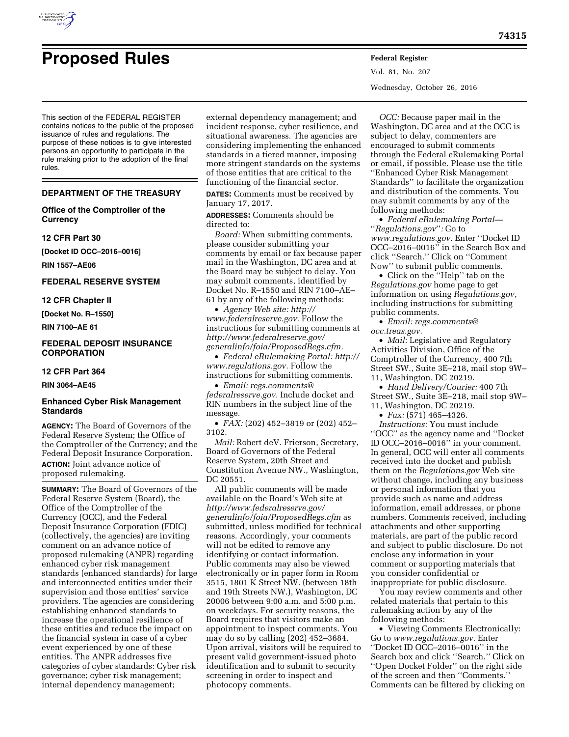# Proposed Rules

This section of the FEDERAL REGISTER contains notices to the public of the proposed issuance of rules and regulations. The purpose of these notices is to give interested persons an opportunity to participate in the rule making prior to the adoption of the final rules.

## DEPARTMENT OF THE TREASURY

### Office of the Comptroller of the Currency

### 12 CFR Part 30

**[Docket ID OCC–2016–0016]**

**RIN 1557–AE06**

## FEDERAL RESERVE SYSTEM

### 12 CFR Chapter II

**[Docket No. R–1550]**

**RIN 7100–AE 61**

## FEDERAL DEPOSIT INSURANCE CORPORATION

### 12 CFR Part 364

**RIN 3064–AE45**

### Enhanced Cyber Risk Management Standards

**AGENCY:** The Board of Governors of the Federal Reserve System; the Office of the Comptroller of the Currency; and the Federal Deposit Insurance Corporation.

**ACTION:** Joint advance notice of proposed rulemaking.

**SUMMARY:** The Board of Governors of the Federal Reserve System (Board), the Office of the Comptroller of the Currency (OCC), and the Federal Deposit Insurance Corporation (FDIC) (collectively, the agencies) are inviting comment on an advance notice of proposed rulemaking (ANPR) regarding enhanced cyber risk management standards (enhanced standards) for large and interconnected entities under their supervision and those entities' service providers. The agencies are considering establishing enhanced standards to increase the operational resilience of these entities and reduce the impact on the financial system in case of a cyber event experienced by one of these entities. The ANPR addresses five categories of cyber standards: Cyber risk governance; cyber risk management; internal dependency management; external dependency management; and incident response, cyber resilience, and situational awareness. The agencies are considering implementing the enhanced standards in a tiered manner, imposing more stringent standards on the systems of those entities that are critical to the functioning of the financial sector.

**DATES:** Comments must be received by January 17, 2017.

**ADDRESSES:** Comments should be directed to:

*Board:* When submitting comments, please consider submitting your comments by email or fax because paper mail in the Washington, DC area and at the Board may be subject to delay. You may submit comments, identified by Docket No. R–1550 and RIN 7100–AE–61 by any of the following methods:

- *Agency Web site: http://www.federalreserve.gov.* Follow the instructions for submitting comments at *http://www.federalreserve.gov/generalinfo/foia/ProposedRegs.cfm.*
- *Federal eRulemaking Portal: http://www.regulations.gov.* Follow the instructions for submitting comments.
- *Email: regs.comments@federalreserve.gov.* Include docket and RIN numbers in the subject line of the message.
- *FAX:* (202) 452–3819 or (202) 452–3102.

*Mail:* Robert deV. Frierson, Secretary, Board of Governors of the Federal Reserve System, 20th Street and Constitution Avenue NW., Washington, DC 20551.

All public comments will be made available on the Board's Web site at *http://www.federalreserve.gov/generalinfo/foia/ProposedRegs.cfm* as submitted, unless modified for technical reasons. Accordingly, your comments will not be edited to remove any identifying or contact information. Public comments may also be viewed electronically or in paper form in Room 3515, 1801 K Street NW. (between 18th and 19th Streets NW.), Washington, DC 20006 between 9:00 a.m. and 5:00 p.m. on weekdays. For security reasons, the Board requires that visitors make an appointment to inspect comments. You may do so by calling (202) 452–3684. Upon arrival, visitors will be required to present valid government-issued photo identification and to submit to security screening in order to inspect and photocopy comments.

*OCC:* Because paper mail in the Washington, DC area and at the OCC is subject to delay, commenters are encouraged to submit comments through the Federal eRulemaking Portal or email, if possible. Please use the title ''Enhanced Cyber Risk Management Standards'' to facilitate the organization and distribution of the comments. You may submit comments by any of the following methods:

- *Federal eRulemaking Portal— ''Regulations.gov'':* Go to *www.regulations.gov.* Enter ''Docket ID OCC–2016–0016'' in the Search Box and click ''Search.'' Click on ''Comment Now'' to submit public comments.
- Click on the ''Help'' tab on the *Regulations.gov* home page to get information on using *Regulations.gov*, including instructions for submitting public comments.
- *Email: regs.comments@occ.treas.gov.*
- *Mail:* Legislative and Regulatory Activities Division, Office of the Comptroller of the Currency, 400 7th Street SW., Suite 3E–218, mail stop 9W–11, Washington, DC 20219.
- *Hand Delivery/Courier:* 400 7th Street SW., Suite 3E–218, mail stop 9W–11, Washington, DC 20219.
- *Fax:* (571) 465–4326.

*Instructions:* You must include ''OCC'' as the agency name and ''Docket ID OCC–2016–0016'' in your comment. In general, OCC will enter all comments received into the docket and publish them on the *Regulations.gov* Web site without change, including any business or personal information that you provide such as name and address information, email addresses, or phone numbers. Comments received, including attachments and other supporting materials, are part of the public record and subject to public disclosure. Do not enclose any information in your comment or supporting materials that you consider confidential or inappropriate for public disclosure.

You may review comments and other related materials that pertain to this rulemaking action by any of the following methods:

- Viewing Comments Electronically: Go to *www.regulations.gov.* Enter ''Docket ID OCC–2016–0016'' in the Search box and click ''Search.'' Click on ''Open Docket Folder'' on the right side of the screen and then ''Comments.'' Comments can be filtered by clicking on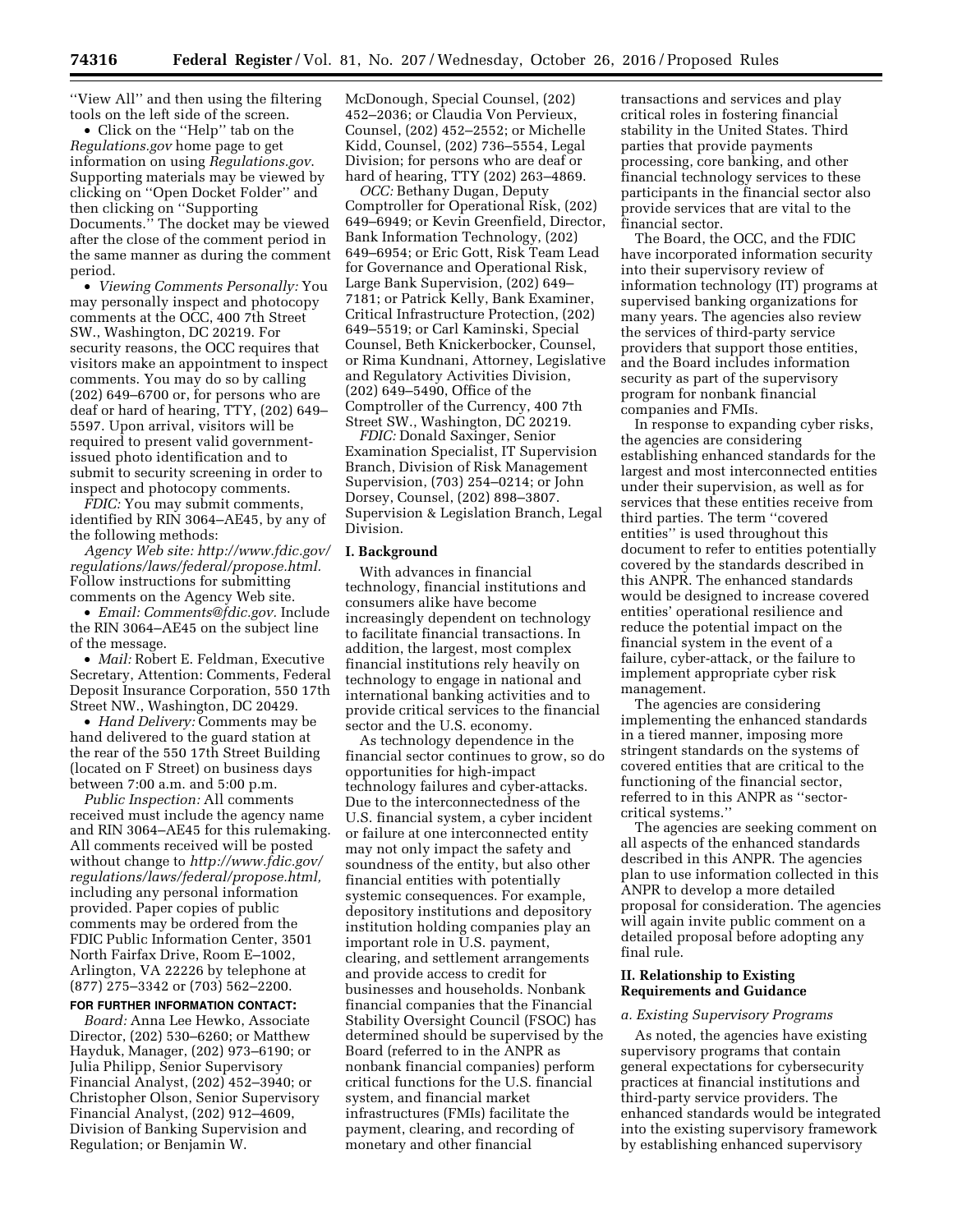''View All'' and then using the filtering tools on the left side of the screen.

- Click on the ''Help'' tab on the *Regulations.gov* home page to get information on using *Regulations.gov*. Supporting materials may be viewed by clicking on ''Open Docket Folder'' and then clicking on ''Supporting Documents.'' The docket may be viewed after the close of the comment period in the same manner as during the comment period.
- *Viewing Comments Personally:* You may personally inspect and photocopy comments at the OCC, 400 7th Street SW., Washington, DC 20219. For security reasons, the OCC requires that visitors make an appointment to inspect comments. You may do so by calling (202) 649–6700 or, for persons who are deaf or hard of hearing, TTY, (202) 649–5597. Upon arrival, visitors will be required to present valid government-issued photo identification and to submit to security screening in order to inspect and photocopy comments.

*FDIC:* You may submit comments, identified by RIN 3064–AE45, by any of the following methods:

*Agency Web site: http://www.fdic.gov/regulations/laws/federal/propose.html.* Follow instructions for submitting comments on the Agency Web site.

- *Email: Comments@fdic.gov.* Include the RIN 3064–AE45 on the subject line of the message.
- *Mail:* Robert E. Feldman, Executive Secretary, Attention: Comments, Federal Deposit Insurance Corporation, 550 17th Street NW., Washington, DC 20429.
- *Hand Delivery:* Comments may be hand delivered to the guard station at the rear of the 550 17th Street Building (located on F Street) on business days between 7:00 a.m. and 5:00 p.m.

*Public Inspection:* All comments received must include the agency name and RIN 3064–AE45 for this rulemaking. All comments received will be posted without change to *http://www.fdic.gov/regulations/laws/federal/propose.html,* including any personal information provided. Paper copies of public comments may be ordered from the FDIC Public Information Center, 3501 North Fairfax Drive, Room E–1002, Arlington, VA 22226 by telephone at (877) 275–3342 or (703) 562–2200.

**FOR FURTHER INFORMATION CONTACT:**

*Board:* Anna Lee Hewko, Associate Director, (202) 530–6260; or Matthew Hayduk, Manager, (202) 973–6190; or Julia Philipp, Senior Supervisory Financial Analyst, (202) 452–3940; or Christopher Olson, Senior Supervisory Financial Analyst, (202) 912–4609, Division of Banking Supervision and Regulation; or Benjamin W. McDonough, Special Counsel, (202) 452–2036; or Claudia Von Pervieux, Counsel, (202) 452–2552; or Michelle Kidd, Counsel, (202) 736–5554, Legal Division; for persons who are deaf or hard of hearing, TTY (202) 263–4869.

*OCC:* Bethany Dugan, Deputy Comptroller for Operational Risk, (202) 649–6949; or Kevin Greenfield, Director, Bank Information Technology, (202) 649–6954; or Eric Gott, Risk Team Lead for Governance and Operational Risk, Large Bank Supervision, (202) 649–7181; or Patrick Kelly, Bank Examiner, Critical Infrastructure Protection, (202) 649–5519; or Carl Kaminski, Special Counsel, Beth Knickerbocker, Counsel, or Rima Kundnani, Attorney, Legislative and Regulatory Activities Division, (202) 649–5490, Office of the Comptroller of the Currency, 400 7th Street SW., Washington, DC 20219.

*FDIC:* Donald Saxinger, Senior Examination Specialist, IT Supervision Branch, Division of Risk Management Supervision, (703) 254–0214; or John Dorsey, Counsel, (202) 898–3807. Supervision & Legislation Branch, Legal Division.

## I. Background

With advances in financial technology, financial institutions and consumers alike have become increasingly dependent on technology to facilitate financial transactions. In addition, the largest, most complex financial institutions rely heavily on technology to engage in national and international banking activities and to provide critical services to the financial sector and the U.S. economy.

As technology dependence in the financial sector continues to grow, so do opportunities for high-impact technology failures and cyber-attacks. Due to the interconnectedness of the U.S. financial system, a cyber incident or failure at one interconnected entity may not only impact the safety and soundness of the entity, but also other financial entities with potentially systemic consequences. For example, depository institutions and depository institution holding companies play an important role in U.S. payment, clearing, and settlement arrangements and provide access to credit for businesses and households. Nonbank financial companies that the Financial Stability Oversight Council (FSOC) has determined should be supervised by the Board (referred to in the ANPR as nonbank financial companies) perform critical functions for the U.S. financial system, and financial market infrastructures (FMIs) facilitate the payment, clearing, and recording of monetary and other financial transactions and services and play critical roles in fostering financial stability in the United States. Third parties that provide payments processing, core banking, and other financial technology services to these participants in the financial sector also provide services that are vital to the financial sector.

The Board, the OCC, and the FDIC have incorporated information security into their supervisory review of information technology (IT) programs at supervised banking organizations for many years. The agencies also review the services of third-party service providers that support those entities, and the Board includes information security as part of the supervisory program for nonbank financial companies and FMIs.

In response to expanding cyber risks, the agencies are considering establishing enhanced standards for the largest and most interconnected entities under their supervision, as well as for services that these entities receive from third parties. The term ''covered entities'' is used throughout this document to refer to entities potentially covered by the standards described in this ANPR. The enhanced standards would be designed to increase covered entities' operational resilience and reduce the potential impact on the financial system in the event of a failure, cyber-attack, or the failure to implement appropriate cyber risk management.

The agencies are considering implementing the enhanced standards in a tiered manner, imposing more stringent standards on the systems of covered entities that are critical to the functioning of the financial sector, referred to in this ANPR as ''sector-critical systems.''

The agencies are seeking comment on all aspects of the enhanced standards described in this ANPR. The agencies plan to use information collected in this ANPR to develop a more detailed proposal for consideration. The agencies will again invite public comment on a detailed proposal before adopting any final rule.

## II. Relationship to Existing Requirements and Guidance

### *a. Existing Supervisory Programs*

As noted, the agencies have existing supervisory programs that contain general expectations for cybersecurity practices at financial institutions and third-party service providers. The enhanced standards would be integrated into the existing supervisory framework by establishing enhanced supervisory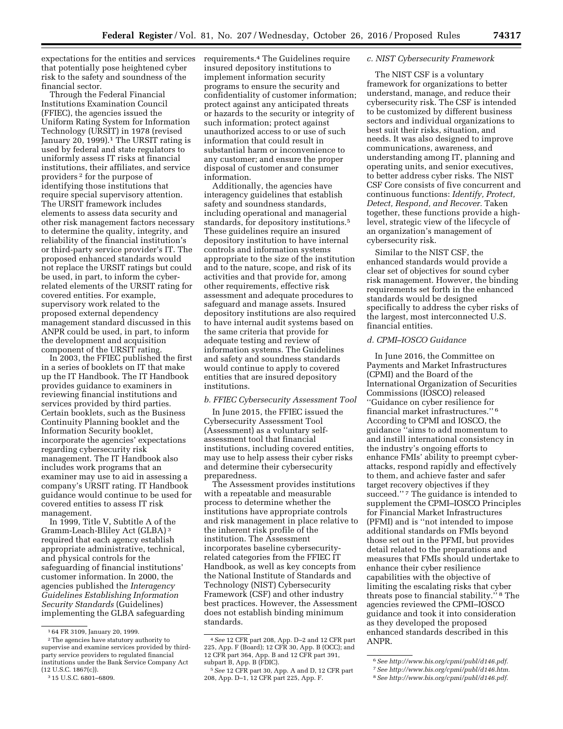expectations for the entities and services that potentially pose heightened cyber risk to the safety and soundness of the financial sector.

Through the Federal Financial Institutions Examination Council (FFIEC), the agencies issued the Uniform Rating System for Information Technology (URSIT) in 1978 (revised January 20, 1999).[1] The URSIT rating is used by federal and state regulators to uniformly assess IT risks at financial institutions, their affiliates, and service providers [2] for the purpose of identifying those institutions that require special supervisory attention. The URSIT framework includes elements to assess data security and other risk management factors necessary to determine the quality, integrity, and reliability of the financial institution's or third-party service provider's IT. The proposed enhanced standards would not replace the URSIT ratings but could be used, in part, to inform the cyber-related elements of the URSIT rating for covered entities. For example, supervisory work related to the proposed external dependency management standard discussed in this ANPR could be used, in part, to inform the development and acquisition component of the URSIT rating.

In 2003, the FFIEC published the first in a series of booklets on IT that make up the IT Handbook. The IT Handbook provides guidance to examiners in reviewing financial institutions and services provided by third parties. Certain booklets, such as the Business Continuity Planning booklet and the Information Security booklet, incorporate the agencies' expectations regarding cybersecurity risk management. The IT Handbook also includes work programs that an examiner may use to aid in assessing a company's URSIT rating. IT Handbook guidance would continue to be used for covered entities to assess IT risk management.

In 1999, Title V, Subtitle A of the Gramm-Leach-Bliley Act (GLBA) [3] required that each agency establish appropriate administrative, technical, and physical controls for the safeguarding of financial institutions' customer information. In 2000, the agencies published the *Interagency Guidelines Establishing Information Security Standards* (Guidelines) implementing the GLBA safeguarding requirements.[4] The Guidelines require insured depository institutions to implement information security programs to ensure the security and confidentiality of customer information; protect against any anticipated threats or hazards to the security or integrity of such information; protect against unauthorized access to or use of such information that could result in substantial harm or inconvenience to any customer; and ensure the proper disposal of customer and consumer information.

Additionally, the agencies have interagency guidelines that establish safety and soundness standards, including operational and managerial standards, for depository institutions.[5] These guidelines require an insured depository institution to have internal controls and information systems appropriate to the size of the institution and to the nature, scope, and risk of its activities and that provide for, among other requirements, effective risk assessment and adequate procedures to safeguard and manage assets. Insured depository institutions are also required to have internal audit systems based on the same criteria that provide for adequate testing and review of information systems. The Guidelines and safety and soundness standards would continue to apply to covered entities that are insured depository institutions.

### *b. FFIEC Cybersecurity Assessment Tool*

In June 2015, the FFIEC issued the Cybersecurity Assessment Tool (Assessment) as a voluntary self-assessment tool that financial institutions, including covered entities, may use to help assess their cyber risks and determine their cybersecurity preparedness.

The Assessment provides institutions with a repeatable and measurable process to determine whether the institutions have appropriate controls and risk management in place relative to the inherent risk profile of the institution. The Assessment incorporates baseline cybersecurity-related categories from the FFIEC IT Handbook, as well as key concepts from the National Institute of Standards and Technology (NIST) Cybersecurity Framework (CSF) and other industry best practices. However, the Assessment does not establish binding minimum standards.

### *c. NIST Cybersecurity Framework*

The NIST CSF is a voluntary framework for organizations to better understand, manage, and reduce their cybersecurity risk. The CSF is intended to be customized by different business sectors and individual organizations to best suit their risks, situation, and needs. It was also designed to improve communications, awareness, and understanding among IT, planning and operating units, and senior executives, to better address cyber risks. The NIST CSF Core consists of five concurrent and continuous functions: *Identify, Protect, Detect, Respond, and Recover.* Taken together, these functions provide a high-level, strategic view of the lifecycle of an organization's management of cybersecurity risk.

Similar to the NIST CSF, the enhanced standards would provide a clear set of objectives for sound cyber risk management. However, the binding requirements set forth in the enhanced standards would be designed specifically to address the cyber risks of the largest, most interconnected U.S. financial entities.

### *d. CPMI–IOSCO Guidance*

In June 2016, the Committee on Payments and Market Infrastructures (CPMI) and the Board of the International Organization of Securities Commissions (IOSCO) released "Guidance on cyber resilience for financial market infrastructures." [6] According to CPMI and IOSCO, the guidance "aims to add momentum to and instill international consistency in the industry's ongoing efforts to enhance FMIs' ability to preempt cyber-attacks, respond rapidly and effectively to them, and achieve faster and safer target recovery objectives if they succeed." [7] The guidance is intended to supplement the CPMI–IOSCO Principles for Financial Market Infrastructures (PFMI) and is "not intended to impose additional standards on FMIs beyond those set out in the PFMI, but provides detail related to the preparations and measures that FMIs should undertake to enhance their cyber resilience capabilities with the objective of limiting the escalating risks that cyber threats pose to financial stability." [8] The agencies reviewed the CPMI–IOSCO guidance and took it into consideration as they developed the proposed enhanced standards described in this ANPR.

---

[1] 64 FR 3109, January 20, 1999.

[2] The agencies have statutory authority to supervise and examine services provided by third-party service providers to regulated financial institutions under the Bank Service Company Act (12 U.S.C. 1867(c)).

[3] 15 U.S.C. 6801–6809.

[4] *See* 12 CFR part 208, App. D–2 and 12 CFR part 225, App. F (Board); 12 CFR 30, App. B (OCC); and 12 CFR part 364, App. B and 12 CFR part 391, subpart B, App. B (FDIC).

[5] *See* 12 CFR part 30, App. A and D, 12 CFR part 208, App. D–1, 12 CFR part 225, App. F.

[6] *See http://www.bis.org/cpmi/publ/d146.pdf.*

[7] *See http://www.bis.org/cpmi/publ/d146.htm.*

[8] *See http://www.bis.org/cpmi/publ/d146.pdf.*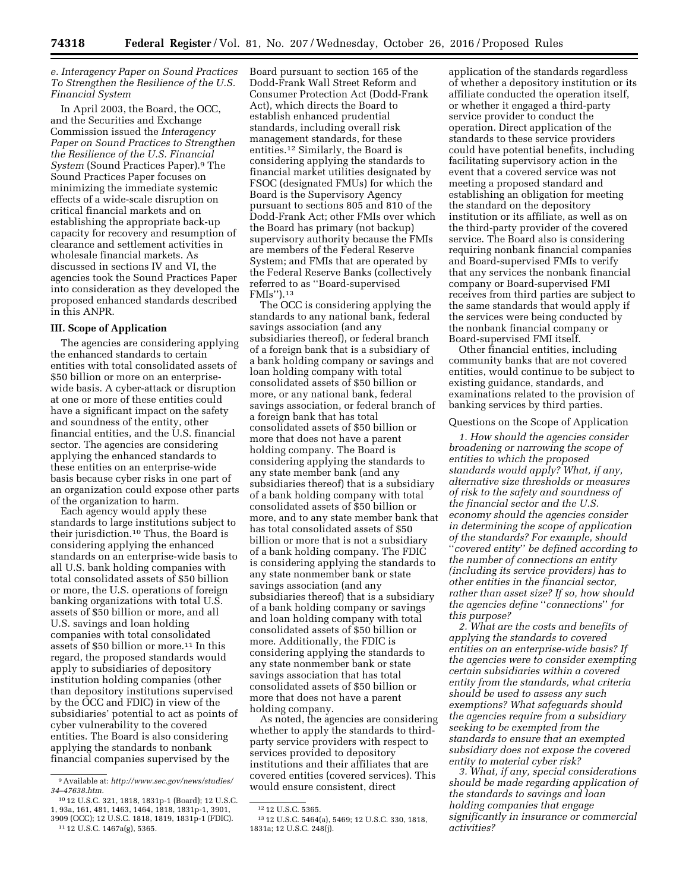*e. Interagency Paper on Sound Practices To Strengthen the Resilience of the U.S. Financial System*

In April 2003, the Board, the OCC, and the Securities and Exchange Commission issued the *Interagency Paper on Sound Practices to Strengthen the Resilience of the U.S. Financial System* (Sound Practices Paper).[9] The Sound Practices Paper focuses on minimizing the immediate systemic effects of a wide-scale disruption on critical financial markets and on establishing the appropriate back-up capacity for recovery and resumption of clearance and settlement activities in wholesale financial markets. As discussed in sections IV and VI, the agencies took the Sound Practices Paper into consideration as they developed the proposed enhanced standards described in this ANPR.

**III. Scope of Application**

The agencies are considering applying the enhanced standards to certain entities with total consolidated assets of $50 billion or more on an enterprise-wide basis. A cyber-attack or disruption at one or more of these entities could have a significant impact on the safety and soundness of the entity, other financial entities, and the U.S. financial sector. The agencies are considering applying the enhanced standards to these entities on an enterprise-wide basis because cyber risks in one part of an organization could expose other parts of the organization to harm.

Each agency would apply these standards to large institutions subject to their jurisdiction.[10] Thus, the Board is considering applying the enhanced standards on an enterprise-wide basis to all U.S. bank holding companies with total consolidated assets of $50 billion or more, the U.S. operations of foreign banking organizations with total U.S. assets of $50 billion or more, and all U.S. savings and loan holding companies with total consolidated assets of $50 billion or more.[11] In this regard, the proposed standards would apply to subsidiaries of depository institution holding companies (other than depository institutions supervised by the OCC and FDIC) in view of the subsidiaries' potential to act as points of cyber vulnerability to the covered entities. The Board is also considering applying the standards to nonbank financial companies supervised by the Board pursuant to section 165 of the Dodd-Frank Wall Street Reform and Consumer Protection Act (Dodd-Frank Act), which directs the Board to establish enhanced prudential standards, including overall risk management standards, for these entities.[12] Similarly, the Board is considering applying the standards to financial market utilities designated by FSOC (designated FMUs) for which the Board is the Supervisory Agency pursuant to sections 805 and 810 of the Dodd-Frank Act; other FMIs over which the Board has primary (not backup) supervisory authority because the FMIs are members of the Federal Reserve System; and FMIs that are operated by the Federal Reserve Banks (collectively referred to as "Board-supervised FMIs").[13]

The OCC is considering applying the standards to any national bank, federal savings association (and any subsidiaries thereof), or federal branch of a foreign bank that is a subsidiary of a bank holding company or savings and loan holding company with total consolidated assets of $50 billion or more, or any national bank, federal savings association, or federal branch of a foreign bank that has total consolidated assets of $50 billion or more that does not have a parent holding company. The Board is considering applying the standards to any state member bank (and any subsidiaries thereof) that is a subsidiary of a bank holding company with total consolidated assets of $50 billion or more, and to any state member bank that has total consolidated assets of $50 billion or more that is not a subsidiary of a bank holding company. The FDIC is considering applying the standards to any state nonmember bank or state savings association (and any subsidiaries thereof) that is a subsidiary of a bank holding company or savings and loan holding company with total consolidated assets of $50 billion or more. Additionally, the FDIC is considering applying the standards to any state nonmember bank or state savings association that has total consolidated assets of $50 billion or more that does not have a parent holding company.

As noted, the agencies are considering whether to apply the standards to third-party service providers with respect to services provided to depository institutions and their affiliates that are covered entities (covered services). This would ensure consistent, direct application of the standards regardless of whether a depository institution or its affiliate conducted the operation itself, or whether it engaged a third-party service provider to conduct the operation. Direct application of the standards to these service providers could have potential benefits, including facilitating supervisory action in the event that a covered service was not meeting a proposed standard and establishing an obligation for meeting the standard on the depository institution or its affiliate, as well as on the third-party provider of the covered service. The Board also is considering requiring nonbank financial companies and Board-supervised FMIs to verify that any services the nonbank financial company or Board-supervised FMI receives from third parties are subject to the same standards that would apply if the services were being conducted by the nonbank financial company or Board-supervised FMI itself.

Other financial entities, including community banks that are not covered entities, would continue to be subject to existing guidance, standards, and examinations related to the provision of banking services by third parties.

Questions on the Scope of Application

*1. How should the agencies consider broadening or narrowing the scope of entities to which the proposed standards would apply? What, if any, alternative size thresholds or measures of risk to the safety and soundness of the financial sector and the U.S. economy should the agencies consider in determining the scope of application of the standards? For example, should "covered entity" be defined according to the number of connections an entity (including its service providers) has to other entities in the financial sector, rather than asset size? If so, how should the agencies define "connections" for this purpose?*

*2. What are the costs and benefits of applying the standards to covered entities on an enterprise-wide basis? If the agencies were to consider exempting certain subsidiaries within a covered entity from the standards, what criteria should be used to assess any such exemptions? What safeguards should the agencies require from a subsidiary seeking to be exempted from the standards to ensure that an exempted subsidiary does not expose the covered entity to material cyber risk?*

*3. What, if any, special considerations should be made regarding application of the standards to savings and loan holding companies that engage significantly in insurance or commercial activities?*

---

[9] Available at: *http://www.sec.gov/news/studies/34–47638.htm.*

[10] 12 U.S.C. 321, 1818, 1831p-1 (Board); 12 U.S.C. 1, 93a, 161, 481, 1463, 1464, 1818, 1831p-1, 3901, 3909 (OCC); 12 U.S.C. 1818, 1819, 1831p-1 (FDIC).

[11] 12 U.S.C. 1467a(g), 5365.

[12] 12 U.S.C. 5365.

[13] 12 U.S.C. 5464(a), 5469; 12 U.S.C. 330, 1818, 1831a; 12 U.S.C. 248(j).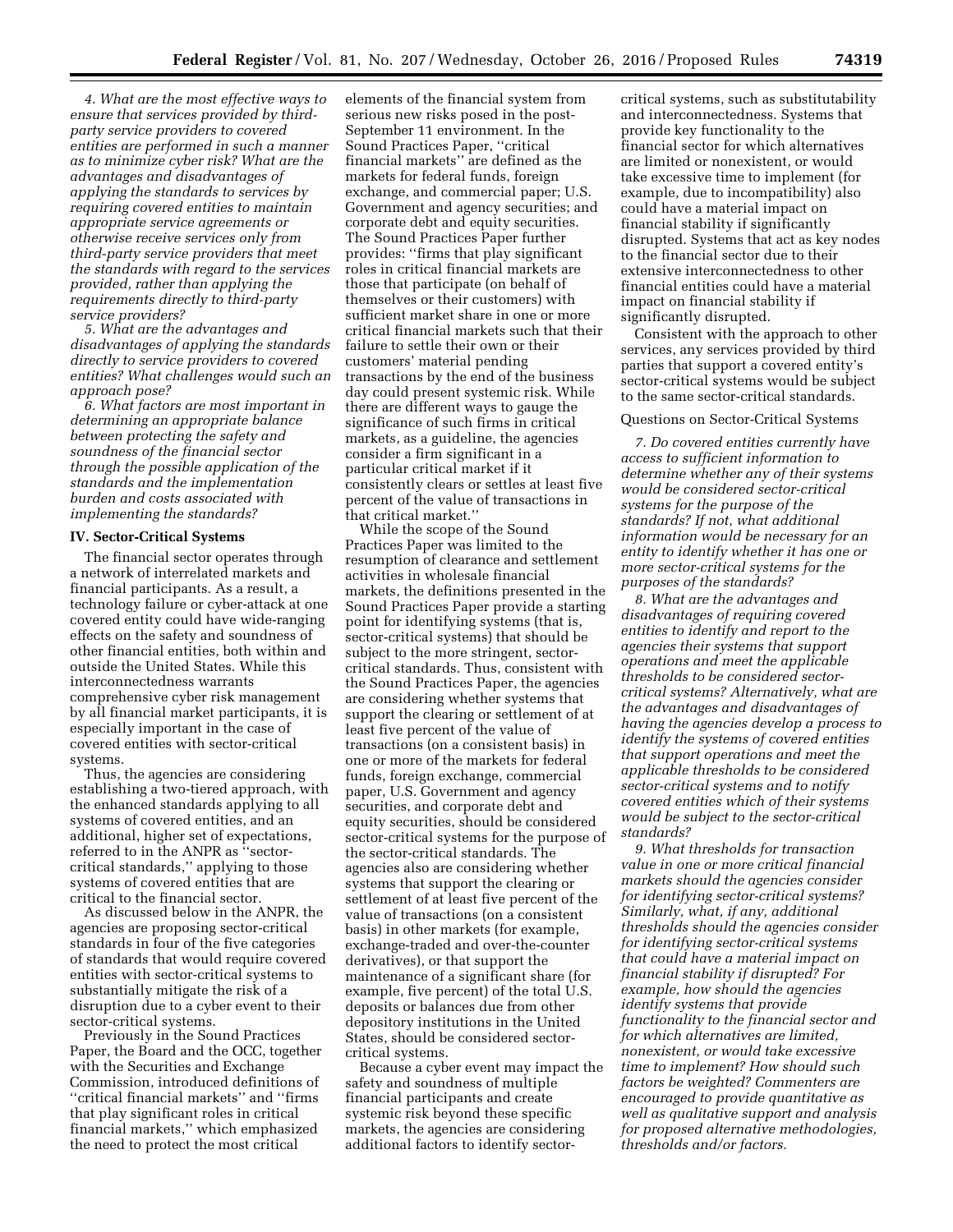*4. What are the most effective ways to ensure that services provided by third-party service providers to covered entities are performed in such a manner as to minimize cyber risk? What are the advantages and disadvantages of applying the standards to services by requiring covered entities to maintain appropriate service agreements or otherwise receive services only from third-party service providers that meet the standards with regard to the services provided, rather than applying the requirements directly to third-party service providers?*

*5. What are the advantages and disadvantages of applying the standards directly to service providers to covered entities? What challenges would such an approach pose?*

*6. What factors are most important in determining an appropriate balance between protecting the safety and soundness of the financial sector through the possible application of the standards and the implementation burden and costs associated with implementing the standards?*

## IV. Sector-Critical Systems

The financial sector operates through a network of interrelated markets and financial participants. As a result, a technology failure or cyber-attack at one covered entity could have wide-ranging effects on the safety and soundness of other financial entities, both within and outside the United States. While this interconnectedness warrants comprehensive cyber risk management by all financial market participants, it is especially important in the case of covered entities with sector-critical systems.

Thus, the agencies are considering establishing a two-tiered approach, with the enhanced standards applying to all systems of covered entities, and an additional, higher set of expectations, referred to in the ANPR as ''sector-critical standards,'' applying to those systems of covered entities that are critical to the financial sector.

As discussed below in the ANPR, the agencies are proposing sector-critical standards in four of the five categories of standards that would require covered entities with sector-critical systems to substantially mitigate the risk of a disruption due to a cyber event to their sector-critical systems.

Previously in the Sound Practices Paper, the Board and the OCC, together with the Securities and Exchange Commission, introduced definitions of ''critical financial markets'' and ''firms that play significant roles in critical financial markets,'' which emphasized the need to protect the most critical elements of the financial system from serious new risks posed in the post-September 11 environment. In the Sound Practices Paper, ''critical financial markets'' are defined as the markets for federal funds, foreign exchange, and commercial paper; U.S. Government and agency securities; and corporate debt and equity securities. The Sound Practices Paper further provides: ''firms that play significant roles in critical financial markets are those that participate (on behalf of themselves or their customers) with sufficient market share in one or more critical financial markets such that their failure to settle their own or their customers' material pending transactions by the end of the business day could present systemic risk. While there are different ways to gauge the significance of such firms in critical markets, as a guideline, the agencies consider a firm significant in a particular critical market if it consistently clears or settles at least five percent of the value of transactions in that critical market.''

While the scope of the Sound Practices Paper was limited to the resumption of clearance and settlement activities in wholesale financial markets, the definitions presented in the Sound Practices Paper provide a starting point for identifying systems (that is, sector-critical systems) that should be subject to the more stringent, sector-critical standards. Thus, consistent with the Sound Practices Paper, the agencies are considering whether systems that support the clearing or settlement of at least five percent of the value of transactions (on a consistent basis) in one or more of the markets for federal funds, foreign exchange, commercial paper, U.S. Government and agency securities, and corporate debt and equity securities, should be considered sector-critical systems for the purpose of the sector-critical standards. The agencies also are considering whether systems that support the clearing or settlement of at least five percent of the value of transactions (on a consistent basis) in other markets (for example, exchange-traded and over-the-counter derivatives), or that support the maintenance of a significant share (for example, five percent) of the total U.S. deposits or balances due from other depository institutions in the United States, should be considered sector-critical systems.

Because a cyber event may impact the safety and soundness of multiple financial participants and create systemic risk beyond these specific markets, the agencies are considering additional factors to identify sector-critical systems, such as substitutability and interconnectedness. Systems that provide key functionality to the financial sector for which alternatives are limited or nonexistent, or would take excessive time to implement (for example, due to incompatibility) also could have a material impact on financial stability if significantly disrupted. Systems that act as key nodes to the financial sector due to their extensive interconnectedness to other financial entities could have a material impact on financial stability if significantly disrupted.

Consistent with the approach to other services, any services provided by third parties that support a covered entity's sector-critical systems would be subject to the same sector-critical standards.

### Questions on Sector-Critical Systems

*7. Do covered entities currently have access to sufficient information to determine whether any of their systems would be considered sector-critical systems for the purpose of the standards? If not, what additional information would be necessary for an entity to identify whether it has one or more sector-critical systems for the purposes of the standards?*

*8. What are the advantages and disadvantages of requiring covered entities to identify and report to the agencies their systems that support operations and meet the applicable thresholds to be considered sector-critical systems? Alternatively, what are the advantages and disadvantages of having the agencies develop a process to identify the systems of covered entities that support operations and meet the applicable thresholds to be considered sector-critical systems and to notify covered entities which of their systems would be subject to the sector-critical standards?*

*9. What thresholds for transaction value in one or more critical financial markets should the agencies consider for identifying sector-critical systems? Similarly, what, if any, additional thresholds should the agencies consider for identifying sector-critical systems that could have a material impact on financial stability if disrupted? For example, how should the agencies identify systems that provide functionality to the financial sector and for which alternatives are limited, nonexistent, or would take excessive time to implement? How should such factors be weighted? Commenters are encouraged to provide quantitative as well as qualitative support and analysis for proposed alternative methodologies, thresholds and/or factors.*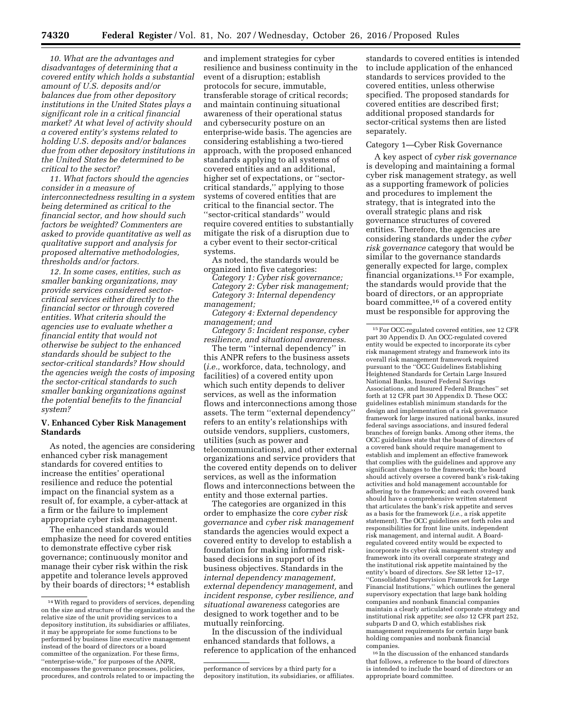*10. What are the advantages and disadvantages of determining that a covered entity which holds a substantial amount of U.S. deposits and/or balances due from other depository institutions in the United States plays a significant role in a critical financial market? At what level of activity should a covered entity's systems related to holding U.S. deposits and/or balances due from other depository institutions in the United States be determined to be critical to the sector?*

*11. What factors should the agencies consider in a measure of interconnectedness resulting in a system being determined as critical to the financial sector, and how should such factors be weighted? Commenters are asked to provide quantitative as well as qualitative support and analysis for proposed alternative methodologies, thresholds and/or factors.*

*12. In some cases, entities, such as smaller banking organizations, may provide services considered sector-critical services either directly to the financial sector or through covered entities. What criteria should the agencies use to evaluate whether a financial entity that would not otherwise be subject to the enhanced standards should be subject to the sector-critical standards? How should the agencies weigh the costs of imposing the sector-critical standards to such smaller banking organizations against the potential benefits to the financial system?*

## V. Enhanced Cyber Risk Management Standards

As noted, the agencies are considering enhanced cyber risk management standards for covered entities to increase the entities' operational resilience and reduce the potential impact on the financial system as a result of, for example, a cyber-attack at a firm or the failure to implement appropriate cyber risk management.

The enhanced standards would emphasize the need for covered entities to demonstrate effective cyber risk governance; continuously monitor and manage their cyber risk within the risk appetite and tolerance levels approved by their boards of directors; [14] establish and implement strategies for cyber resilience and business continuity in the event of a disruption; establish protocols for secure, immutable, transferable storage of critical records; and maintain continuing situational awareness of their operational status and cybersecurity posture on an enterprise-wide basis. The agencies are considering establishing a two-tiered approach, with the proposed enhanced standards applying to all systems of covered entities and an additional, higher set of expectations, or ''sector-critical standards,'' applying to those systems of covered entities that are critical to the financial sector. The ''sector-critical standards'' would require covered entities to substantially mitigate the risk of a disruption due to a cyber event to their sector-critical systems.

As noted, the standards would be organized into five categories:

*Category 1: Cyber risk governance;*
*Category 2: Cyber risk management;*
*Category 3: Internal dependency management;*
*Category 4: External dependency management; and*
*Category 5: Incident response, cyber resilience, and situational awareness.*

The term ''internal dependency'' in this ANPR refers to the business assets (*i.e.,* workforce, data, technology, and facilities) of a covered entity upon which such entity depends to deliver services, as well as the information flows and interconnections among those assets. The term ''external dependency'' refers to an entity's relationships with outside vendors, suppliers, customers, utilities (such as power and telecommunications), and other external organizations and service providers that the covered entity depends on to deliver services, as well as the information flows and interconnections between the entity and those external parties.

The categories are organized in this order to emphasize the core *cyber risk governance* and *cyber risk management* standards the agencies would expect a covered entity to develop to establish a foundation for making informed risk-based decisions in support of its business objectives. Standards in the *internal dependency management, external dependency management,* and *incident response, cyber resilience, and situational awareness* categories are designed to work together and to be mutually reinforcing.

In the discussion of the individual enhanced standards that follows, a reference to application of the enhanced standards to covered entities is intended to include application of the enhanced standards to services provided to the covered entities, unless otherwise specified. The proposed standards for covered entities are described first; additional proposed standards for sector-critical systems then are listed separately.

### Category 1—Cyber Risk Governance

A key aspect of *cyber risk governance* is developing and maintaining a formal cyber risk management strategy, as well as a supporting framework of policies and procedures to implement the strategy, that is integrated into the overall strategic plans and risk governance structures of covered entities. Therefore, the agencies are considering standards under the *cyber risk governance* category that would be similar to the governance standards generally expected for large, complex financial organizations.[15] For example, the standards would provide that the board of directors, or an appropriate board committee,[16] of a covered entity must be responsible for approving the

---

[14] With regard to providers of services, depending on the size and structure of the organization and the relative size of the unit providing services to a depository institution, its subsidiaries or affiliates, it may be appropriate for some functions to be performed by business line executive management instead of the board of directors or a board committee of the organization. For these firms, ''enterprise-wide,'' for purposes of the ANPR, encompasses the governance processes, policies, procedures, and controls related to or impacting the performance of services by a third party for a depository institution, its subsidiaries, or affiliates.

[15] For OCC-regulated covered entities, see 12 CFR part 30 Appendix D. An OCC-regulated covered entity would be expected to incorporate its cyber risk management strategy and framework into its overall risk management framework required pursuant to the ''OCC Guidelines Establishing Heightened Standards for Certain Large Insured National Banks, Insured Federal Savings Associations, and Insured Federal Branches'' set forth at 12 CFR part 30 Appendix D. These OCC guidelines establish minimum standards for the design and implementation of a risk governance framework for large insured national banks, insured federal savings associations, and insured federal branches of foreign banks. Among other items, the OCC guidelines state that the board of directors of a covered bank should require management to establish and implement an effective framework that complies with the guidelines and approve any significant changes to the framework; the board should actively oversee a covered bank's risk-taking activities and hold management accountable for adhering to the framework; and each covered bank should have a comprehensive written statement that articulates the bank's risk appetite and serves as a basis for the framework (*i.e.,* a risk appetite statement). The OCC guidelines set forth roles and responsibilities for front line units, independent risk management, and internal audit. A Board-regulated covered entity would be expected to incorporate its cyber risk management strategy and framework into its overall corporate strategy and the institutional risk appetite maintained by the entity's board of directors. *See* SR letter 12–17, ''Consolidated Supervision Framework for Large Financial Institutions,'' which outlines the general supervisory expectation that large bank holding companies and nonbank financial companies maintain a clearly articulated corporate strategy and institutional risk appetite; *see also* 12 CFR part 252, subparts D and O, which establishes risk management requirements for certain large bank holding companies and nonbank financial companies.

[16] In the discussion of the enhanced standards that follows, a reference to the board of directors is intended to include the board of directors or an appropriate board committee.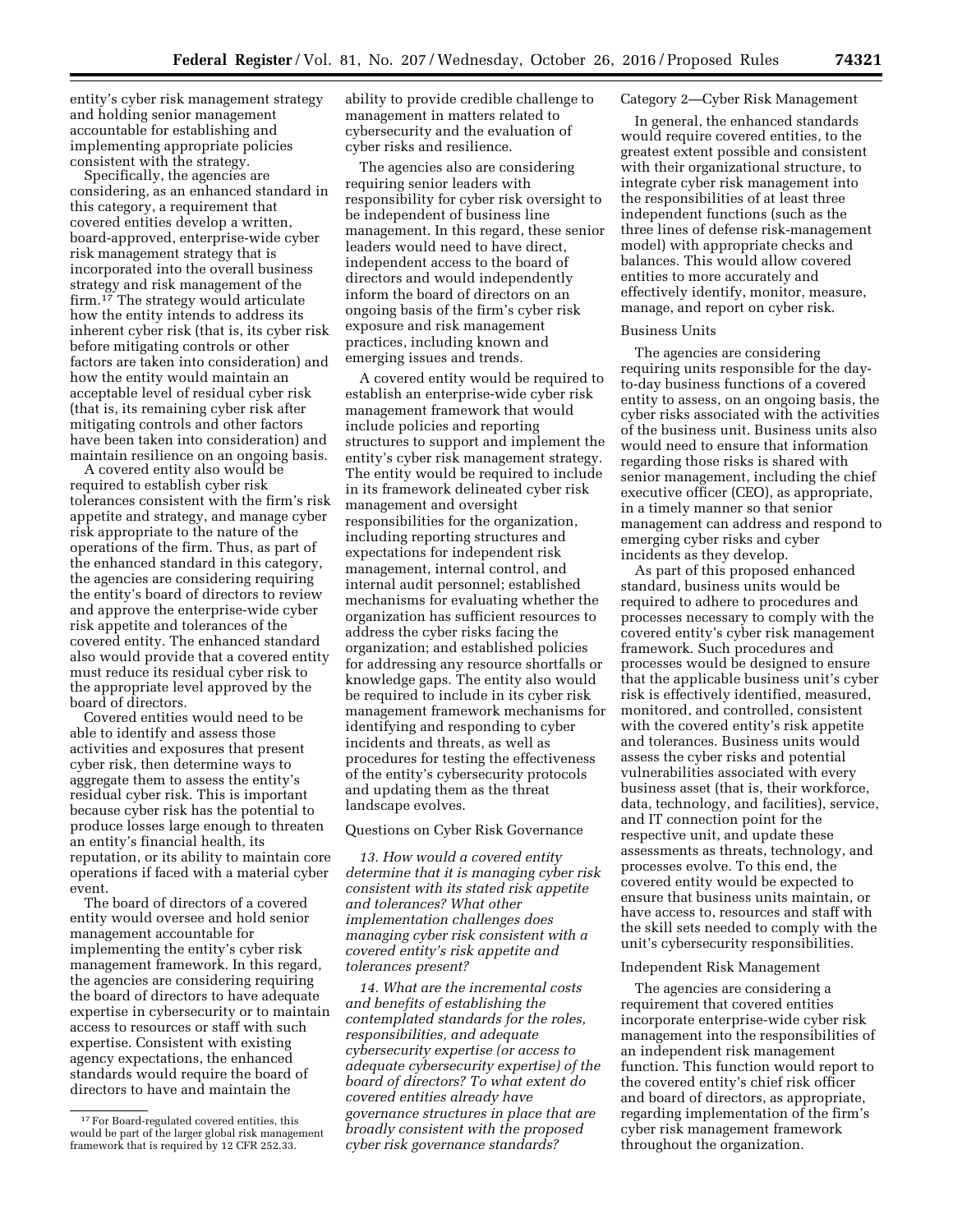entity's cyber risk management strategy and holding senior management accountable for establishing and implementing appropriate policies consistent with the strategy.

Specifically, the agencies are considering, as an enhanced standard in this category, a requirement that covered entities develop a written, board-approved, enterprise-wide cyber risk management strategy that is incorporated into the overall business strategy and risk management of the firm.[17] The strategy would articulate how the entity intends to address its inherent cyber risk (that is, its cyber risk before mitigating controls or other factors are taken into consideration) and how the entity would maintain an acceptable level of residual cyber risk (that is, its remaining cyber risk after mitigating controls and other factors have been taken into consideration) and maintain resilience on an ongoing basis.

A covered entity also would be required to establish cyber risk tolerances consistent with the firm's risk appetite and strategy, and manage cyber risk appropriate to the nature of the operations of the firm. Thus, as part of the enhanced standard in this category, the agencies are considering requiring the entity's board of directors to review and approve the enterprise-wide cyber risk appetite and tolerances of the covered entity. The enhanced standard also would provide that a covered entity must reduce its residual cyber risk to the appropriate level approved by the board of directors.

Covered entities would need to be able to identify and assess those activities and exposures that present cyber risk, then determine ways to aggregate them to assess the entity's residual cyber risk. This is important because cyber risk has the potential to produce losses large enough to threaten an entity's financial health, its reputation, or its ability to maintain core operations if faced with a material cyber event.

The board of directors of a covered entity would oversee and hold senior management accountable for implementing the entity's cyber risk management framework. In this regard, the agencies are considering requiring the board of directors to have adequate expertise in cybersecurity or to maintain access to resources or staff with such expertise. Consistent with existing agency expectations, the enhanced standards would require the board of directors to have and maintain the ability to provide credible challenge to management in matters related to cybersecurity and the evaluation of cyber risks and resilience.

The agencies also are considering requiring senior leaders with responsibility for cyber risk oversight to be independent of business line management. In this regard, these senior leaders would need to have direct, independent access to the board of directors and would independently inform the board of directors on an ongoing basis of the firm's cyber risk exposure and risk management practices, including known and emerging issues and trends.

A covered entity would be required to establish an enterprise-wide cyber risk management framework that would include policies and reporting structures to support and implement the entity's cyber risk management strategy. The entity would be required to include in its framework delineated cyber risk management and oversight responsibilities for the organization, including reporting structures and expectations for independent risk management, internal control, and internal audit personnel; established mechanisms for evaluating whether the organization has sufficient resources to address the cyber risks facing the organization; and established policies for addressing any resource shortfalls or knowledge gaps. The entity also would be required to include in its cyber risk management framework mechanisms for identifying and responding to cyber incidents and threats, as well as procedures for testing the effectiveness of the entity's cybersecurity protocols and updating them as the threat landscape evolves.

Questions on Cyber Risk Governance

*13. How would a covered entity determine that it is managing cyber risk consistent with its stated risk appetite and tolerances? What other implementation challenges does managing cyber risk consistent with a covered entity's risk appetite and tolerances present?*

*14. What are the incremental costs and benefits of establishing the contemplated standards for the roles, responsibilities, and adequate cybersecurity expertise (or access to adequate cybersecurity expertise) of the board of directors? To what extent do covered entities already have governance structures in place that are broadly consistent with the proposed cyber risk governance standards?*

Category 2—Cyber Risk Management

In general, the enhanced standards would require covered entities, to the greatest extent possible and consistent with their organizational structure, to integrate cyber risk management into the responsibilities of at least three independent functions (such as the three lines of defense risk-management model) with appropriate checks and balances. This would allow covered entities to more accurately and effectively identify, monitor, measure, manage, and report on cyber risk.

Business Units

The agencies are considering requiring units responsible for the day-to-day business functions of a covered entity to assess, on an ongoing basis, the cyber risks associated with the activities of the business unit. Business units also would need to ensure that information regarding those risks is shared with senior management, including the chief executive officer (CEO), as appropriate, in a timely manner so that senior management can address and respond to emerging cyber risks and cyber incidents as they develop.

As part of this proposed enhanced standard, business units would be required to adhere to procedures and processes necessary to comply with the covered entity's cyber risk management framework. Such procedures and processes would be designed to ensure that the applicable business unit's cyber risk is effectively identified, measured, monitored, and controlled, consistent with the covered entity's risk appetite and tolerances. Business units would assess the cyber risks and potential vulnerabilities associated with every business asset (that is, their workforce, data, technology, and facilities), service, and IT connection point for the respective unit, and update these assessments as threats, technology, and processes evolve. To this end, the covered entity would be expected to ensure that business units maintain, or have access to, resources and staff with the skill sets needed to comply with the unit's cybersecurity responsibilities.

Independent Risk Management

The agencies are considering a requirement that covered entities incorporate enterprise-wide cyber risk management into the responsibilities of an independent risk management function. This function would report to the covered entity's chief risk officer and board of directors, as appropriate, regarding implementation of the firm's cyber risk management framework throughout the organization.

[17] For Board-regulated covered entities, this would be part of the larger global risk management framework that is required by 12 CFR 252.33.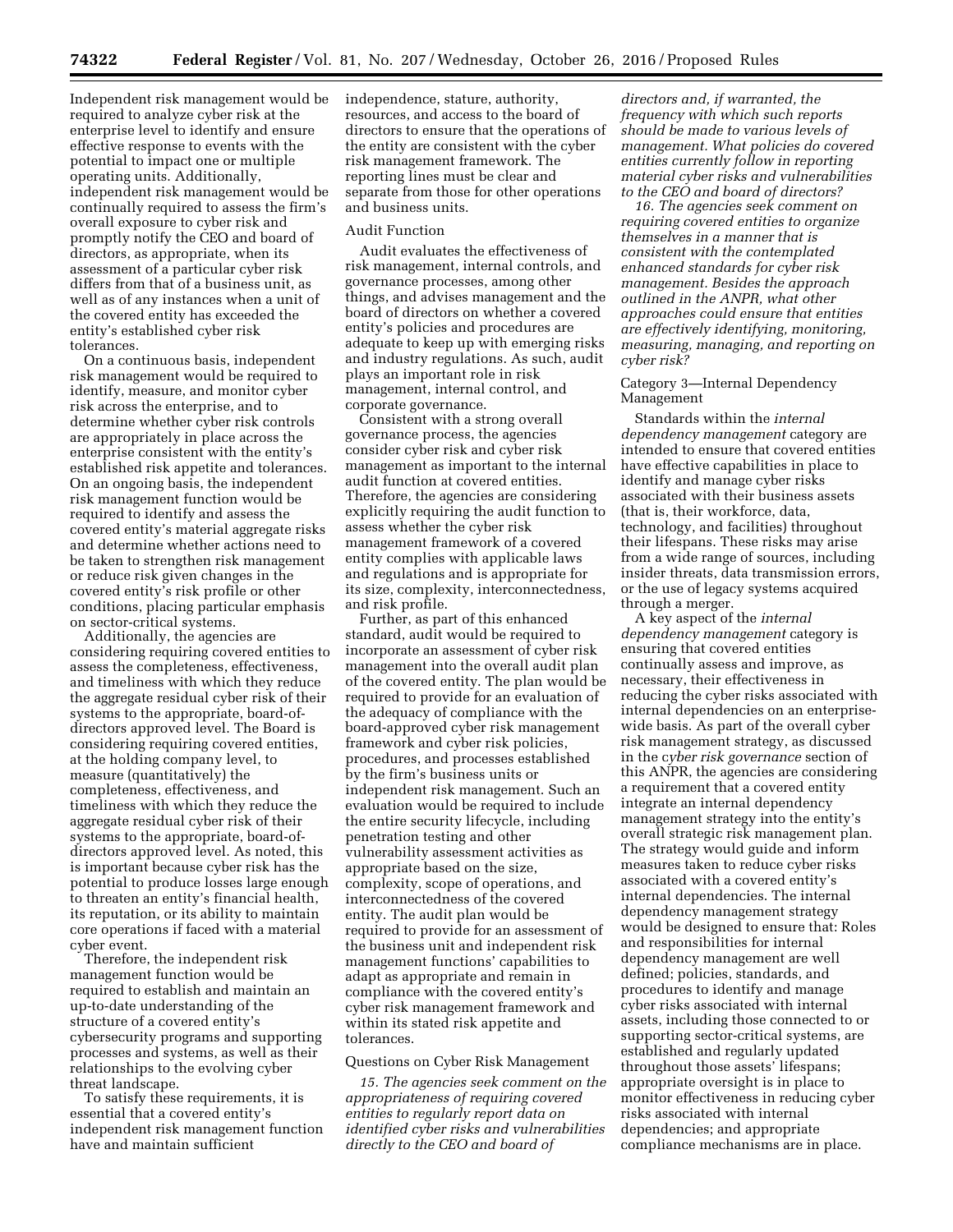Independent risk management would be required to analyze cyber risk at the enterprise level to identify and ensure effective response to events with the potential to impact one or multiple operating units. Additionally, independent risk management would be continually required to assess the firm's overall exposure to cyber risk and promptly notify the CEO and board of directors, as appropriate, when its assessment of a particular cyber risk differs from that of a business unit, as well as of any instances when a unit of the covered entity has exceeded the entity's established cyber risk tolerances.

On a continuous basis, independent risk management would be required to identify, measure, and monitor cyber risk across the enterprise, and to determine whether cyber risk controls are appropriately in place across the enterprise consistent with the entity's established risk appetite and tolerances. On an ongoing basis, the independent risk management function would be required to identify and assess the covered entity's material aggregate risks and determine whether actions need to be taken to strengthen risk management or reduce risk given changes in the covered entity's risk profile or other conditions, placing particular emphasis on sector-critical systems.

Additionally, the agencies are considering requiring covered entities to assess the completeness, effectiveness, and timeliness with which they reduce the aggregate residual cyber risk of their systems to the appropriate, board-of-directors approved level. The Board is considering requiring covered entities, at the holding company level, to measure (quantitatively) the completeness, effectiveness, and timeliness with which they reduce the aggregate residual cyber risk of their systems to the appropriate, board-of-directors approved level. As noted, this is important because cyber risk has the potential to produce losses large enough to threaten an entity's financial health, its reputation, or its ability to maintain core operations if faced with a material cyber event.

Therefore, the independent risk management function would be required to establish and maintain an up-to-date understanding of the structure of a covered entity's cybersecurity programs and supporting processes and systems, as well as their relationships to the evolving cyber threat landscape.

To satisfy these requirements, it is essential that a covered entity's independent risk management function have and maintain sufficient independence, stature, authority, resources, and access to the board of directors to ensure that the operations of the entity are consistent with the cyber risk management framework. The reporting lines must be clear and separate from those for other operations and business units.

Audit Function

Audit evaluates the effectiveness of risk management, internal controls, and governance processes, among other things, and advises management and the board of directors on whether a covered entity's policies and procedures are adequate to keep up with emerging risks and industry regulations. As such, audit plays an important role in risk management, internal control, and corporate governance.

Consistent with a strong overall governance process, the agencies consider cyber risk and cyber risk management as important to the internal audit function at covered entities. Therefore, the agencies are considering explicitly requiring the audit function to assess whether the cyber risk management framework of a covered entity complies with applicable laws and regulations and is appropriate for its size, complexity, interconnectedness, and risk profile.

Further, as part of this enhanced standard, audit would be required to incorporate an assessment of cyber risk management into the overall audit plan of the covered entity. The plan would be required to provide for an evaluation of the adequacy of compliance with the board-approved cyber risk management framework and cyber risk policies, procedures, and processes established by the firm's business units or independent risk management. Such an evaluation would be required to include the entire security lifecycle, including penetration testing and other vulnerability assessment activities as appropriate based on the size, complexity, scope of operations, and interconnectedness of the covered entity. The audit plan would be required to provide for an assessment of the business unit and independent risk management functions' capabilities to adapt as appropriate and remain in compliance with the covered entity's cyber risk management framework and within its stated risk appetite and tolerances.

Questions on Cyber Risk Management

*15. The agencies seek comment on the appropriateness of requiring covered entities to regularly report data on identified cyber risks and vulnerabilities directly to the CEO and board of directors and, if warranted, the frequency with which such reports should be made to various levels of management. What policies do covered entities currently follow in reporting material cyber risks and vulnerabilities to the CEO and board of directors?*

*16. The agencies seek comment on requiring covered entities to organize themselves in a manner that is consistent with the contemplated enhanced standards for cyber risk management. Besides the approach outlined in the ANPR, what other approaches could ensure that entities are effectively identifying, monitoring, measuring, managing, and reporting on cyber risk?*

Category 3—Internal Dependency Management

Standards within the *internal dependency management* category are intended to ensure that covered entities have effective capabilities in place to identify and manage cyber risks associated with their business assets (that is, their workforce, data, technology, and facilities) throughout their lifespans. These risks may arise from a wide range of sources, including insider threats, data transmission errors, or the use of legacy systems acquired through a merger.

A key aspect of the *internal dependency management* category is ensuring that covered entities continually assess and improve, as necessary, their effectiveness in reducing the cyber risks associated with internal dependencies on an enterprise-wide basis. As part of the overall cyber risk management strategy, as discussed in the *cyber risk governance* section of this ANPR, the agencies are considering a requirement that a covered entity integrate an internal dependency management strategy into the entity's overall strategic risk management plan. The strategy would guide and inform measures taken to reduce cyber risks associated with a covered entity's internal dependencies. The internal dependency management strategy would be designed to ensure that: Roles and responsibilities for internal dependency management are well defined; policies, standards, and procedures to identify and manage cyber risks associated with internal assets, including those connected to or supporting sector-critical systems, are established and regularly updated throughout those assets' lifespans; appropriate oversight is in place to monitor effectiveness in reducing cyber risks associated with internal dependencies; and appropriate compliance mechanisms are in place.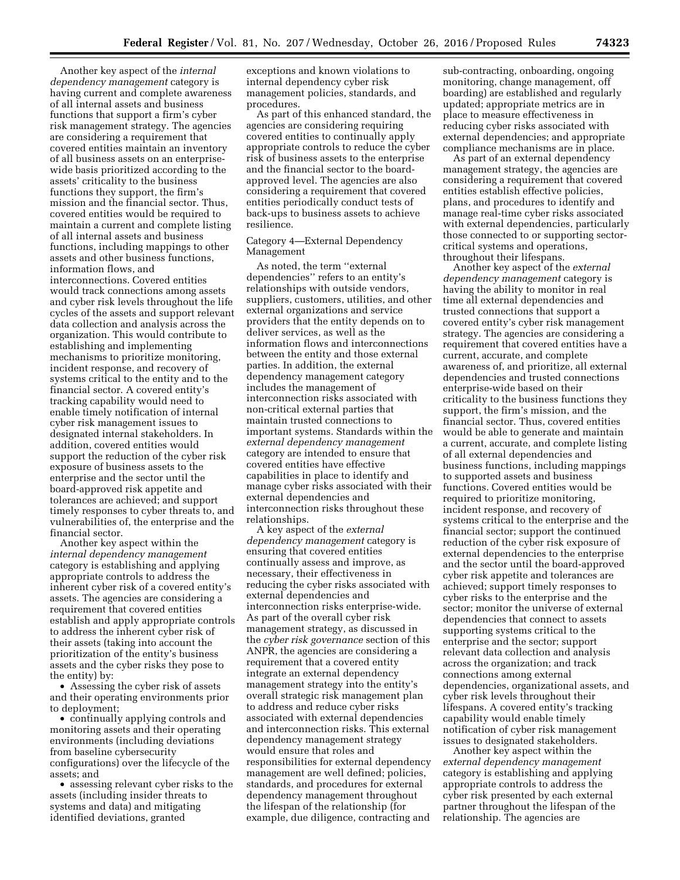Another key aspect of the *internal dependency management* category is having current and complete awareness of all internal assets and business functions that support a firm's cyber risk management strategy. The agencies are considering a requirement that covered entities maintain an inventory of all business assets on an enterprise-wide basis prioritized according to the assets' criticality to the business functions they support, the firm's mission and the financial sector. Thus, covered entities would be required to maintain a current and complete listing of all internal assets and business functions, including mappings to other assets and other business functions, information flows, and interconnections. Covered entities would track connections among assets and cyber risk levels throughout the life cycles of the assets and support relevant data collection and analysis across the organization. This would contribute to establishing and implementing mechanisms to prioritize monitoring, incident response, and recovery of systems critical to the entity and to the financial sector. A covered entity's tracking capability would need to enable timely notification of internal cyber risk management issues to designated internal stakeholders. In addition, covered entities would support the reduction of the cyber risk exposure of business assets to the enterprise and the sector until the board-approved risk appetite and tolerances are achieved; and support timely responses to cyber threats to, and vulnerabilities of, the enterprise and the financial sector.

Another key aspect within the *internal dependency management* category is establishing and applying appropriate controls to address the inherent cyber risk of a covered entity's assets. The agencies are considering a requirement that covered entities establish and apply appropriate controls to address the inherent cyber risk of their assets (taking into account the prioritization of the entity's business assets and the cyber risks they pose to the entity) by:

- Assessing the cyber risk of assets and their operating environments prior to deployment;
- continually applying controls and monitoring assets and their operating environments (including deviations from baseline cybersecurity configurations) over the lifecycle of the assets; and
- assessing relevant cyber risks to the assets (including insider threats to systems and data) and mitigating identified deviations, granted exceptions and known violations to internal dependency cyber risk management policies, standards, and procedures.

As part of this enhanced standard, the agencies are considering requiring covered entities to continually apply appropriate controls to reduce the cyber risk of business assets to the enterprise and the financial sector to the board-approved level. The agencies are also considering a requirement that covered entities periodically conduct tests of back-ups to business assets to achieve resilience.

Category 4—External Dependency Management

As noted, the term "external dependencies" refers to an entity's relationships with outside vendors, suppliers, customers, utilities, and other external organizations and service providers that the entity depends on to deliver services, as well as the information flows and interconnections between the entity and those external parties. In addition, the external dependency management category includes the management of interconnection risks associated with non-critical external parties that maintain trusted connections to important systems. Standards within the *external dependency management* category are intended to ensure that covered entities have effective capabilities in place to identify and manage cyber risks associated with their external dependencies and interconnection risks throughout these relationships.

A key aspect of the *external dependency management* category is ensuring that covered entities continually assess and improve, as necessary, their effectiveness in reducing the cyber risks associated with external dependencies and interconnection risks enterprise-wide. As part of the overall cyber risk management strategy, as discussed in the *cyber risk governance* section of this ANPR, the agencies are considering a requirement that a covered entity integrate an external dependency management strategy into the entity's overall strategic risk management plan to address and reduce cyber risks associated with external dependencies and interconnection risks. This external dependency management strategy would ensure that roles and responsibilities for external dependency management are well defined; policies, standards, and procedures for external dependency management throughout the lifespan of the relationship (for example, due diligence, contracting and sub-contracting, onboarding, ongoing monitoring, change management, off boarding) are established and regularly updated; appropriate metrics are in place to measure effectiveness in reducing cyber risks associated with external dependencies; and appropriate compliance mechanisms are in place.

As part of an external dependency management strategy, the agencies are considering a requirement that covered entities establish effective policies, plans, and procedures to identify and manage real-time cyber risks associated with external dependencies, particularly those connected to or supporting sector-critical systems and operations, throughout their lifespans.

Another key aspect of the *external dependency management* category is having the ability to monitor in real time all external dependencies and trusted connections that support a covered entity's cyber risk management strategy. The agencies are considering a requirement that covered entities have a current, accurate, and complete awareness of, and prioritize, all external dependencies and trusted connections enterprise-wide based on their criticality to the business functions they support, the firm's mission, and the financial sector. Thus, covered entities would be able to generate and maintain a current, accurate, and complete listing of all external dependencies and business functions, including mappings to supported assets and business functions. Covered entities would be required to prioritize monitoring, incident response, and recovery of systems critical to the enterprise and the financial sector; support the continued reduction of the cyber risk exposure of external dependencies to the enterprise and the sector until the board-approved cyber risk appetite and tolerances are achieved; support timely responses to cyber risks to the enterprise and the sector; monitor the universe of external dependencies that connect to assets supporting systems critical to the enterprise and the sector; support relevant data collection and analysis across the organization; and track connections among external dependencies, organizational assets, and cyber risk levels throughout their lifespans. A covered entity's tracking capability would enable timely notification of cyber risk management issues to designated stakeholders.

Another key aspect within the *external dependency management* category is establishing and applying appropriate controls to address the cyber risk presented by each external partner throughout the lifespan of the relationship. The agencies are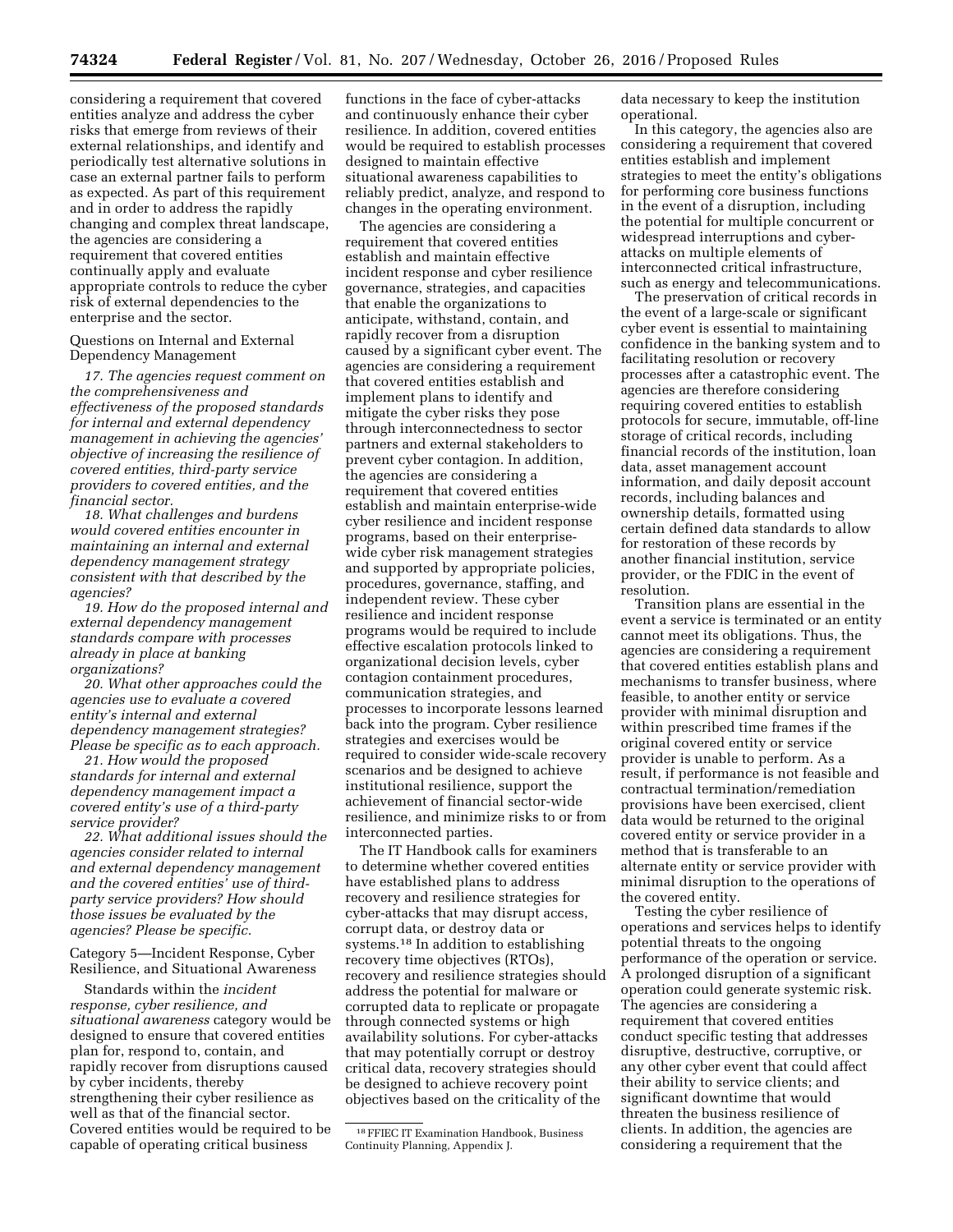considering a requirement that covered entities analyze and address the cyber risks that emerge from reviews of their external relationships, and identify and periodically test alternative solutions in case an external partner fails to perform as expected. As part of this requirement and in order to address the rapidly changing and complex threat landscape, the agencies are considering a requirement that covered entities continually apply and evaluate appropriate controls to reduce the cyber risk of external dependencies to the enterprise and the sector.

Questions on Internal and External Dependency Management

*17. The agencies request comment on the comprehensiveness and effectiveness of the proposed standards for internal and external dependency management in achieving the agencies' objective of increasing the resilience of covered entities, third-party service providers to covered entities, and the financial sector.*

*18. What challenges and burdens would covered entities encounter in maintaining an internal and external dependency management strategy consistent with that described by the agencies?*

*19. How do the proposed internal and external dependency management standards compare with processes already in place at banking organizations?*

*20. What other approaches could the agencies use to evaluate a covered entity's internal and external dependency management strategies? Please be specific as to each approach.*

*21. How would the proposed standards for internal and external dependency management impact a covered entity's use of a third-party service provider?*

*22. What additional issues should the agencies consider related to internal and external dependency management and the covered entities' use of third-party service providers? How should those issues be evaluated by the agencies? Please be specific.*

Category 5—Incident Response, Cyber Resilience, and Situational Awareness

Standards within the *incident response, cyber resilience, and situational awareness* category would be designed to ensure that covered entities plan for, respond to, contain, and rapidly recover from disruptions caused by cyber incidents, thereby strengthening their cyber resilience as well as that of the financial sector. Covered entities would be required to be capable of operating critical business functions in the face of cyber-attacks and continuously enhance their cyber resilience. In addition, covered entities would be required to establish processes designed to maintain effective situational awareness capabilities to reliably predict, analyze, and respond to changes in the operating environment.

The agencies are considering a requirement that covered entities establish and maintain effective incident response and cyber resilience governance, strategies, and capacities that enable the organizations to anticipate, withstand, contain, and rapidly recover from a disruption caused by a significant cyber event. The agencies are considering a requirement that covered entities establish and implement plans to identify and mitigate the cyber risks they pose through interconnectedness to sector partners and external stakeholders to prevent cyber contagion. In addition, the agencies are considering a requirement that covered entities establish and maintain enterprise-wide cyber resilience and incident response programs, based on their enterprise-wide cyber risk management strategies and supported by appropriate policies, procedures, governance, staffing, and independent review. These cyber resilience and incident response programs would be required to include effective escalation protocols linked to organizational decision levels, cyber contagion containment procedures, communication strategies, and processes to incorporate lessons learned back into the program. Cyber resilience strategies and exercises would be required to consider wide-scale recovery scenarios and be designed to achieve institutional resilience, support the achievement of financial sector-wide resilience, and minimize risks to or from interconnected parties.

The IT Handbook calls for examiners to determine whether covered entities have established plans to address recovery and resilience strategies for cyber-attacks that may disrupt access, corrupt data, or destroy data or systems.[18] In addition to establishing recovery time objectives (RTOs), recovery and resilience strategies should address the potential for malware or corrupted data to replicate or propagate through connected systems or high availability solutions. For cyber-attacks that may potentially corrupt or destroy critical data, recovery strategies should be designed to achieve recovery point objectives based on the criticality of the data necessary to keep the institution operational.

In this category, the agencies also are considering a requirement that covered entities establish and implement strategies to meet the entity's obligations for performing core business functions in the event of a disruption, including the potential for multiple concurrent or widespread interruptions and cyber-attacks on multiple elements of interconnected critical infrastructure, such as energy and telecommunications.

The preservation of critical records in the event of a large-scale or significant cyber event is essential to maintaining confidence in the banking system and to facilitating resolution or recovery processes after a catastrophic event. The agencies are therefore considering requiring covered entities to establish protocols for secure, immutable, off-line storage of critical records, including financial records of the institution, loan data, asset management account information, and daily deposit account records, including balances and ownership details, formatted using certain defined data standards to allow for restoration of these records by another financial institution, service provider, or the FDIC in the event of resolution.

Transition plans are essential in the event a service is terminated or an entity cannot meet its obligations. Thus, the agencies are considering a requirement that covered entities establish plans and mechanisms to transfer business, where feasible, to another entity or service provider with minimal disruption and within prescribed time frames if the original covered entity or service provider is unable to perform. As a result, if performance is not feasible and contractual termination/remediation provisions have been exercised, client data would be returned to the original covered entity or service provider in a method that is transferable to an alternate entity or service provider with minimal disruption to the operations of the covered entity.

Testing the cyber resilience of operations and services helps to identify potential threats to the ongoing performance of the operation or service. A prolonged disruption of a significant operation could generate systemic risk. The agencies are considering a requirement that covered entities conduct specific testing that addresses disruptive, destructive, corruptive, or any other cyber event that could affect their ability to service clients; and significant downtime that would threaten the business resilience of clients. In addition, the agencies are considering a requirement that the

[18] FFIEC IT Examination Handbook, Business Continuity Planning, Appendix J.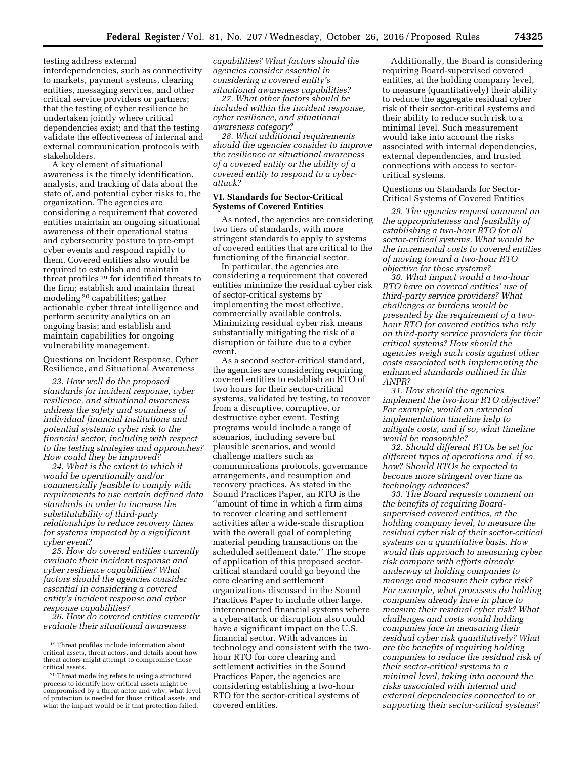testing address external interdependencies, such as connectivity to markets, payment systems, clearing entities, messaging services, and other critical service providers or partners; that the testing of cyber resilience be undertaken jointly where critical dependencies exist; and that the testing validate the effectiveness of internal and external communication protocols with stakeholders.

A key element of situational awareness is the timely identification, analysis, and tracking of data about the state of, and potential cyber risks to, the organization. The agencies are considering a requirement that covered entities maintain an ongoing situational awareness of their operational status and cybersecurity posture to pre-empt cyber events and respond rapidly to them. Covered entities also would be required to establish and maintain threat profiles[19] for identified threats to the firm; establish and maintain threat modeling[20] capabilities; gather actionable cyber threat intelligence and perform security analytics on an ongoing basis; and establish and maintain capabilities for ongoing vulnerability management.

Questions on Incident Response, Cyber Resilience, and Situational Awareness

*23. How well do the proposed standards for incident response, cyber resilience, and situational awareness address the safety and soundness of individual financial institutions and potential systemic cyber risk to the financial sector, including with respect to the testing strategies and approaches? How could they be improved?*

*24. What is the extent to which it would be operationally and/or commercially feasible to comply with requirements to use certain defined data standards in order to increase the substitutability of third-party relationships to reduce recovery times for systems impacted by a significant cyber event?*

*25. How do covered entities currently evaluate their incident response and cyber resilience capabilities? What factors should the agencies consider essential in considering a covered entity's incident response and cyber response capabilities?*

*26. How do covered entities currently evaluate their situational awareness capabilities? What factors should the agencies consider essential in considering a covered entity's situational awareness capabilities?*

*27. What other factors should be included within the incident response, cyber resilience, and situational awareness category?*

*28. What additional requirements should the agencies consider to improve the resilience or situational awareness of a covered entity or the ability of a covered entity to respond to a cyber-attack?*

### VI. Standards for Sector-Critical Systems of Covered Entities

As noted, the agencies are considering two tiers of standards, with more stringent standards to apply to systems of covered entities that are critical to the functioning of the financial sector.

In particular, the agencies are considering a requirement that covered entities minimize the residual cyber risk of sector-critical systems by implementing the most effective, commercially available controls. Minimizing residual cyber risk means substantially mitigating the risk of a disruption or failure due to a cyber event.

As a second sector-critical standard, the agencies are considering requiring covered entities to establish an RTO of two hours for their sector-critical systems, validated by testing, to recover from a disruptive, corruptive, or destructive cyber event. Testing programs would include a range of scenarios, including severe but plausible scenarios, and would challenge matters such as communications protocols, governance arrangements, and resumption and recovery practices. As stated in the Sound Practices Paper, an RTO is the "amount of time in which a firm aims to recover clearing and settlement activities after a wide-scale disruption with the overall goal of completing material pending transactions on the scheduled settlement date." The scope of application of this proposed sector-critical standard could go beyond the core clearing and settlement organizations discussed in the Sound Practices Paper to include other large, interconnected financial systems where a cyber-attack or disruption also could have a significant impact on the U.S. financial sector. With advances in technology and consistent with the two-hour RTO for core clearing and settlement activities in the Sound Practices Paper, the agencies are considering establishing a two-hour RTO for the sector-critical systems of covered entities.

Additionally, the Board is considering requiring Board-supervised covered entities, at the holding company level, to measure (quantitatively) their ability to reduce the aggregate residual cyber risk of their sector-critical systems and their ability to reduce such risk to a minimal level. Such measurement would take into account the risks associated with internal dependencies, external dependencies, and trusted connections with access to sector-critical systems.

Questions on Standards for Sector-Critical Systems of Covered Entities

*29. The agencies request comment on the appropriateness and feasibility of establishing a two-hour RTO for all sector-critical systems. What would be the incremental costs to covered entities of moving toward a two-hour RTO objective for these systems?*

*30. What impact would a two-hour RTO have on covered entities' use of third-party service providers? What challenges or burdens would be presented by the requirement of a two-hour RTO for covered entities who rely on third-party service providers for their critical systems? How should the agencies weigh such costs against other costs associated with implementing the enhanced standards outlined in this ANPR?*

*31. How should the agencies implement the two-hour RTO objective? For example, would an extended implementation timeline help to mitigate costs, and if so, what timeline would be reasonable?*

*32. Should different RTOs be set for different types of operations and, if so, how? Should RTOs be expected to become more stringent over time as technology advances?*

*33. The Board requests comment on the benefits of requiring Board-supervised covered entities, at the holding company level, to measure the residual cyber risk of their sector-critical systems on a quantitative basis. How would this approach to measuring cyber risk compare with efforts already underway at holding companies to manage and measure their cyber risk? For example, what processes do holding companies already have in place to measure their residual cyber risk? What challenges and costs would holding companies face in measuring their residual cyber risk quantitatively? What are the benefits of requiring holding companies to reduce the residual risk of their sector-critical systems to a minimal level, taking into account the risks associated with internal and external dependencies connected to or supporting their sector-critical systems?*

---

[19] Threat profiles include information about critical assets, threat actors, and details about how threat actors might attempt to compromise those critical assets.

[20] Threat modeling refers to using a structured process to identify how critical assets might be compromised by a threat actor and why, what level of protection is needed for those critical assets, and what the impact would be if that protection failed.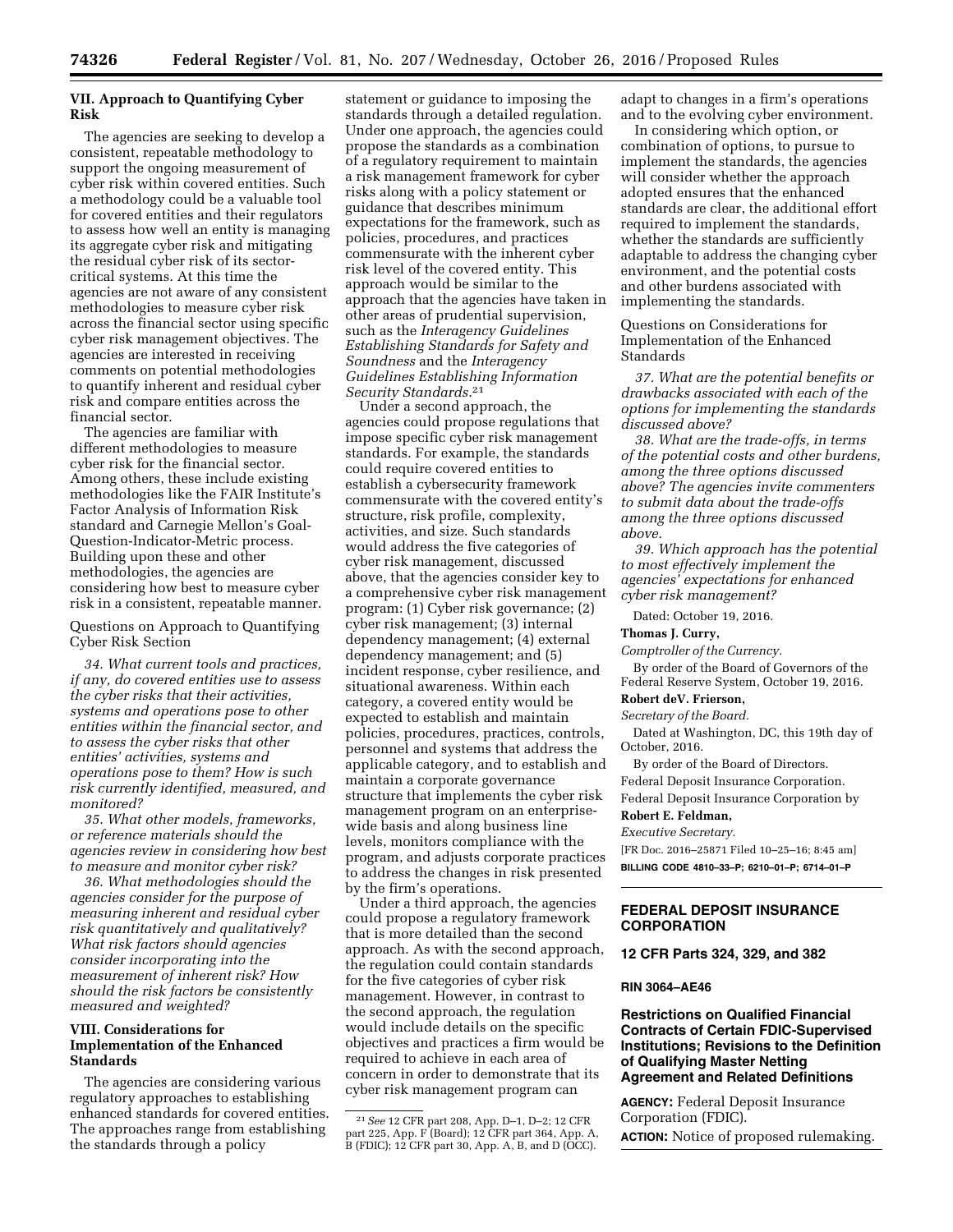## VII. Approach to Quantifying Cyber Risk

The agencies are seeking to develop a consistent, repeatable methodology to support the ongoing measurement of cyber risk within covered entities. Such a methodology could be a valuable tool for covered entities and their regulators to assess how well an entity is managing its aggregate cyber risk and mitigating the residual cyber risk of its sector-critical systems. At this time the agencies are not aware of any consistent methodologies to measure cyber risk across the financial sector using specific cyber risk management objectives. The agencies are interested in receiving comments on potential methodologies to quantify inherent and residual cyber risk and compare entities across the financial sector.

The agencies are familiar with different methodologies to measure cyber risk for the financial sector. Among others, these include existing methodologies like the FAIR Institute's Factor Analysis of Information Risk standard and Carnegie Mellon's Goal-Question-Indicator-Metric process. Building upon these and other methodologies, the agencies are considering how best to measure cyber risk in a consistent, repeatable manner.

Questions on Approach to Quantifying Cyber Risk Section

*34. What current tools and practices, if any, do covered entities use to assess the cyber risks that their activities, systems and operations pose to other entities within the financial sector, and to assess the cyber risks that other entities' activities, systems and operations pose to them? How is such risk currently identified, measured, and monitored?*

*35. What other models, frameworks, or reference materials should the agencies review in considering how best to measure and monitor cyber risk?*

*36. What methodologies should the agencies consider for the purpose of measuring inherent and residual cyber risk quantitatively and qualitatively? What risk factors should agencies consider incorporating into the measurement of inherent risk? How should the risk factors be consistently measured and weighted?*

## VIII. Considerations for Implementation of the Enhanced Standards

The agencies are considering various regulatory approaches to establishing enhanced standards for covered entities. The approaches range from establishing the standards through a policy statement or guidance to imposing the standards through a detailed regulation. Under one approach, the agencies could propose the standards as a combination of a regulatory requirement to maintain a risk management framework for cyber risks along with a policy statement or guidance that describes minimum expectations for the framework, such as policies, procedures, and practices commensurate with the inherent cyber risk level of the covered entity. This approach would be similar to the approach that the agencies have taken in other areas of prudential supervision, such as the *Interagency Guidelines Establishing Standards for Safety and Soundness* and the *Interagency Guidelines Establishing Information Security Standards*.[21]

Under a second approach, the agencies could propose regulations that impose specific cyber risk management standards. For example, the standards could require covered entities to establish a cybersecurity framework commensurate with the covered entity's structure, risk profile, complexity, activities, and size. Such standards would address the five categories of cyber risk management, discussed above, that the agencies consider key to a comprehensive cyber risk management program: (1) Cyber risk governance; (2) cyber risk management; (3) internal dependency management; (4) external dependency management; and (5) incident response, cyber resilience, and situational awareness. Within each category, a covered entity would be expected to establish and maintain policies, procedures, practices, controls, personnel and systems that address the applicable category, and to establish and maintain a corporate governance structure that implements the cyber risk management program on an enterprise-wide basis and along business line levels, monitors compliance with the program, and adjusts corporate practices to address the changes in risk presented by the firm's operations.

Under a third approach, the agencies could propose a regulatory framework that is more detailed than the second approach. As with the second approach, the regulation could contain standards for the five categories of cyber risk management. However, in contrast to the second approach, the regulation would include details on the specific objectives and practices a firm would be required to achieve in each area of concern in order to demonstrate that its cyber risk management program can adapt to changes in a firm's operations and to the evolving cyber environment.

In considering which option, or combination of options, to pursue to implement the standards, the agencies will consider whether the approach adopted ensures that the enhanced standards are clear, the additional effort required to implement the standards, whether the standards are sufficiently adaptable to address the changing cyber environment, and the potential costs and other burdens associated with implementing the standards.

Questions on Considerations for Implementation of the Enhanced Standards

*37. What are the potential benefits or drawbacks associated with each of the options for implementing the standards discussed above?*

*38. What are the trade-offs, in terms of the potential costs and other burdens, among the three options discussed above? The agencies invite commenters to submit data about the trade-offs among the three options discussed above.*

*39. Which approach has the potential to most effectively implement the agencies' expectations for enhanced cyber risk management?*

Dated: October 19, 2016.

**Thomas J. Curry,**

*Comptroller of the Currency.*

By order of the Board of Governors of the Federal Reserve System, October 19, 2016.

**Robert deV. Frierson,**

*Secretary of the Board.*

Dated at Washington, DC, this 19th day of October, 2016.

By order of the Board of Directors.

Federal Deposit Insurance Corporation.

Federal Deposit Insurance Corporation by

**Robert E. Feldman,**

*Executive Secretary.*

[FR Doc. 2016–25871 Filed 10–25–16; 8:45 am]

**BILLING CODE 4810–33–P; 6210–01–P; 6714–01–P**

[21] *See* 12 CFR part 208, App. D–1, D–2; 12 CFR part 225, App. F (Board); 12 CFR part 364, App. A, B (FDIC); 12 CFR part 30, App. A, B, and D (OCC).

---

## FEDERAL DEPOSIT INSURANCE CORPORATION

### 12 CFR Parts 324, 329, and 382

**RIN 3064–AE46**

### Restrictions on Qualified Financial Contracts of Certain FDIC-Supervised Institutions; Revisions to the Definition of Qualifying Master Netting Agreement and Related Definitions

**AGENCY:** Federal Deposit Insurance Corporation (FDIC).

**ACTION:** Notice of proposed rulemaking.